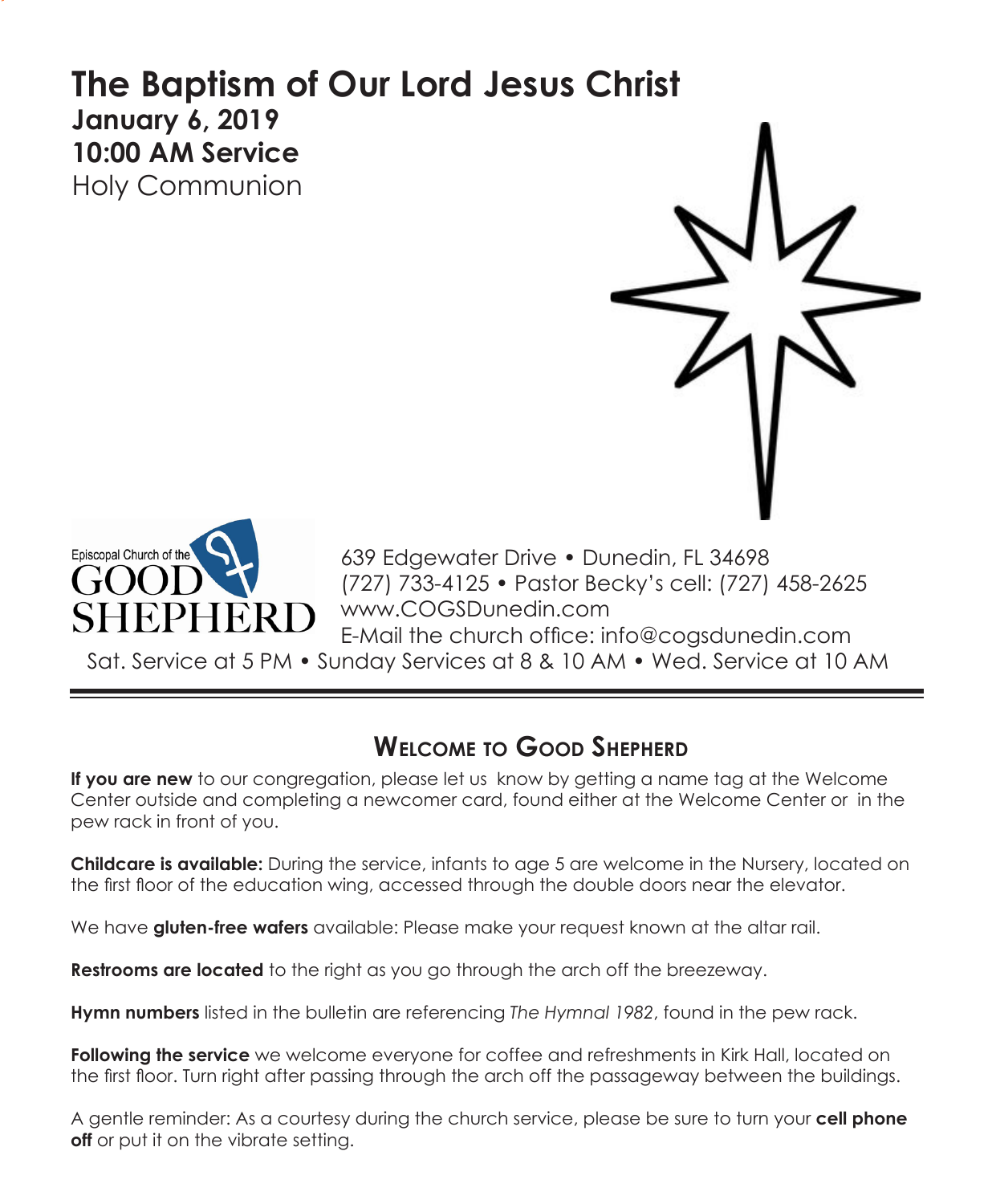# The Baptism of Our Lord Jesus Christ

**January 6, 2019**
**10:00 AM Service**
Holy Communion

Episcopal Church of the GOOD SHEPHERD

639 Edgewater Drive • Dunedin, FL 34698
(727) 733-4125 • Pastor Becky's cell: (727) 458-2625
www.COGSDunedin.com
E-Mail the church office: info@cogsdunedin.com

Sat. Service at 5 PM • Sunday Services at 8 & 10 AM • Wed. Service at 10 AM

## Welcome to Good Shepherd

**If you are new** to our congregation, please let us know by getting a name tag at the Welcome Center outside and completing a newcomer card, found either at the Welcome Center or in the pew rack in front of you.

**Childcare is available:** During the service, infants to age 5 are welcome in the Nursery, located on the first floor of the education wing, accessed through the double doors near the elevator.

We have **gluten-free wafers** available: Please make your request known at the altar rail.

**Restrooms are located** to the right as you go through the arch off the breezeway.

**Hymn numbers** listed in the bulletin are referencing *The Hymnal 1982*, found in the pew rack.

**Following the service** we welcome everyone for coffee and refreshments in Kirk Hall, located on the first floor. Turn right after passing through the arch off the passageway between the buildings.

A gentle reminder: As a courtesy during the church service, please be sure to turn your **cell phone off** or put it on the vibrate setting.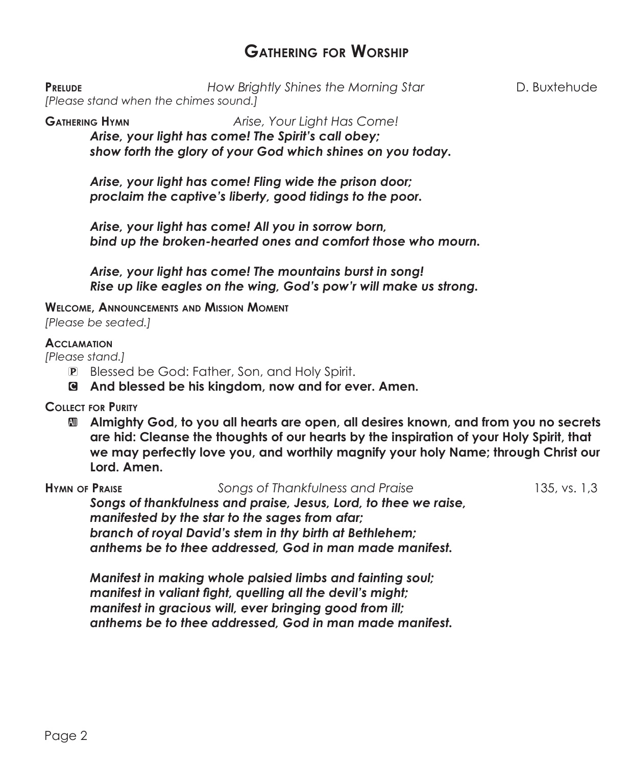## Gathering for Worship

**Prelude** *How Brightly Shines the Morning Star* D. Buxtehude
*[Please stand when the chimes sound.]*

**Gathering Hymn** *Arise, Your Light Has Come!*

***Arise, your light has come! The Spirit's call obey;***
***show forth the glory of your God which shines on you today.***

***Arise, your light has come! Fling wide the prison door;***
***proclaim the captive's liberty, good tidings to the poor.***

***Arise, your light has come! All you in sorrow born,***
***bind up the broken-hearted ones and comfort those who mourn.***

***Arise, your light has come! The mountains burst in song!***
***Rise up like eagles on the wing, God's pow'r will make us strong.***

**Welcome, Announcements and Mission Moment**
*[Please be seated.]*

**Acclamation**
*[Please stand.]*

P Blessed be God: Father, Son, and Holy Spirit.
**C And blessed be his kingdom, now and for ever. Amen.**

**Collect for Purity**

**All Almighty God, to you all hearts are open, all desires known, and from you no secrets are hid: Cleanse the thoughts of our hearts by the inspiration of your Holy Spirit, that we may perfectly love you, and worthily magnify your holy Name; through Christ our Lord. Amen.**

**Hymn of Praise** *Songs of Thankfulness and Praise* 135, vs. 1,3

***Songs of thankfulness and praise, Jesus, Lord, to thee we raise,***
***manifested by the star to the sages from afar;***
***branch of royal David's stem in thy birth at Bethlehem;***
***anthems be to thee addressed, God in man made manifest.***

***Manifest in making whole palsied limbs and fainting soul;***
***manifest in valiant fight, quelling all the devil's might;***
***manifest in gracious will, ever bringing good from ill;***
***anthems be to thee addressed, God in man made manifest.***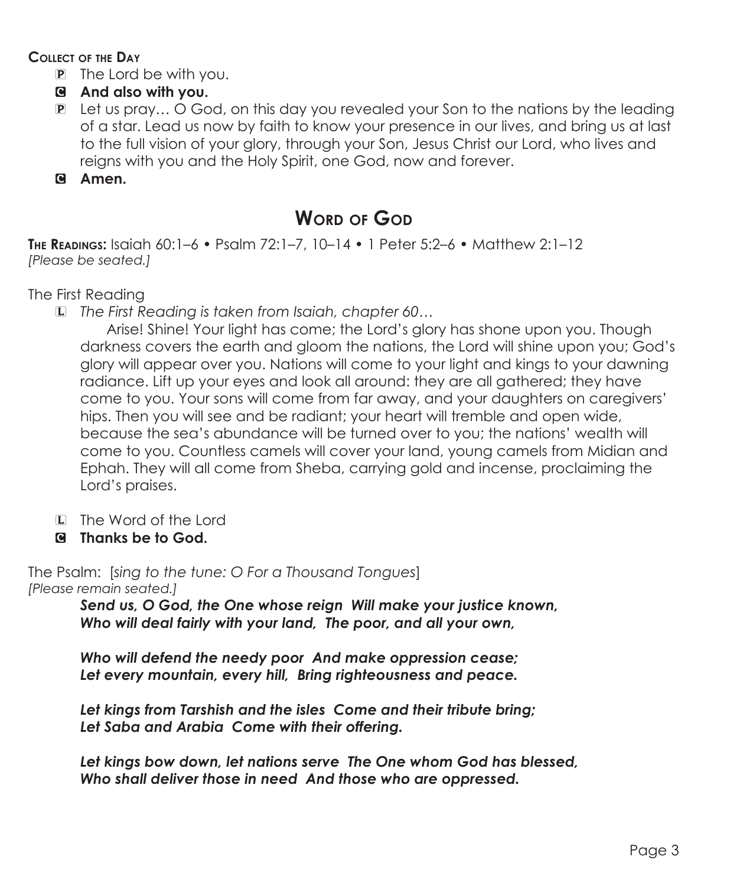**Collect of the Day**

P The Lord be with you.

C **And also with you.**

P Let us pray… O God, on this day you revealed your Son to the nations by the leading of a star. Lead us now by faith to know your presence in our lives, and bring us at last to the full vision of your glory, through your Son, Jesus Christ our Lord, who lives and reigns with you and the Holy Spirit, one God, now and forever.

C **Amen.**

## Word of God

**The Readings:** Isaiah 60:1–6 • Psalm 72:1–7, 10–14 • 1 Peter 5:2–6 • Matthew 2:1–12
*[Please be seated.]*

The First Reading

L *The First Reading is taken from Isaiah, chapter 60…*

Arise! Shine! Your light has come; the Lord's glory has shone upon you. Though darkness covers the earth and gloom the nations, the Lord will shine upon you; God's glory will appear over you. Nations will come to your light and kings to your dawning radiance. Lift up your eyes and look all around: they are all gathered; they have come to you. Your sons will come from far away, and your daughters on caregivers' hips. Then you will see and be radiant; your heart will tremble and open wide, because the sea's abundance will be turned over to you; the nations' wealth will come to you. Countless camels will cover your land, young camels from Midian and Ephah. They will all come from Sheba, carrying gold and incense, proclaiming the Lord's praises.

L The Word of the Lord

C **Thanks be to God.**

The Psalm: [*sing to the tune: O For a Thousand Tongues*]
*[Please remain seated.]*

***Send us, O God, the One whose reign Will make your justice known,***
***Who will deal fairly with your land, The poor, and all your own,***

***Who will defend the needy poor And make oppression cease;***
***Let every mountain, every hill, Bring righteousness and peace.***

***Let kings from Tarshish and the isles Come and their tribute bring;***
***Let Saba and Arabia Come with their offering.***

***Let kings bow down, let nations serve The One whom God has blessed,***
***Who shall deliver those in need And those who are oppressed.***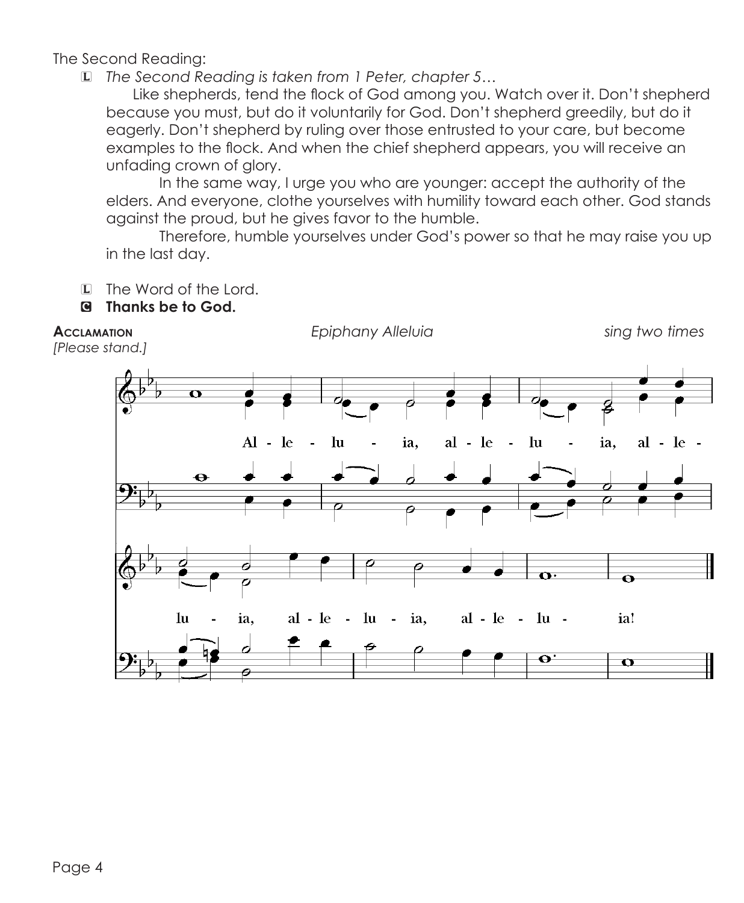The Second Reading:

L *The Second Reading is taken from 1 Peter, chapter 5…*

Like shepherds, tend the flock of God among you. Watch over it. Don't shepherd because you must, but do it voluntarily for God. Don't shepherd greedily, but do it eagerly. Don't shepherd by ruling over those entrusted to your care, but become examples to the flock. And when the chief shepherd appears, you will receive an unfading crown of glory.

In the same way, I urge you who are younger: accept the authority of the elders. And everyone, clothe yourselves with humility toward each other. God stands against the proud, but he gives favor to the humble.

Therefore, humble yourselves under God's power so that he may raise you up in the last day.

L The Word of the Lord.

**C Thanks be to God.**

**Acclamation** *Epiphany Alleluia* *sing two times*

*[Please stand.]*

Alleluia, alleluia, alleluia, alleluia, alleluia!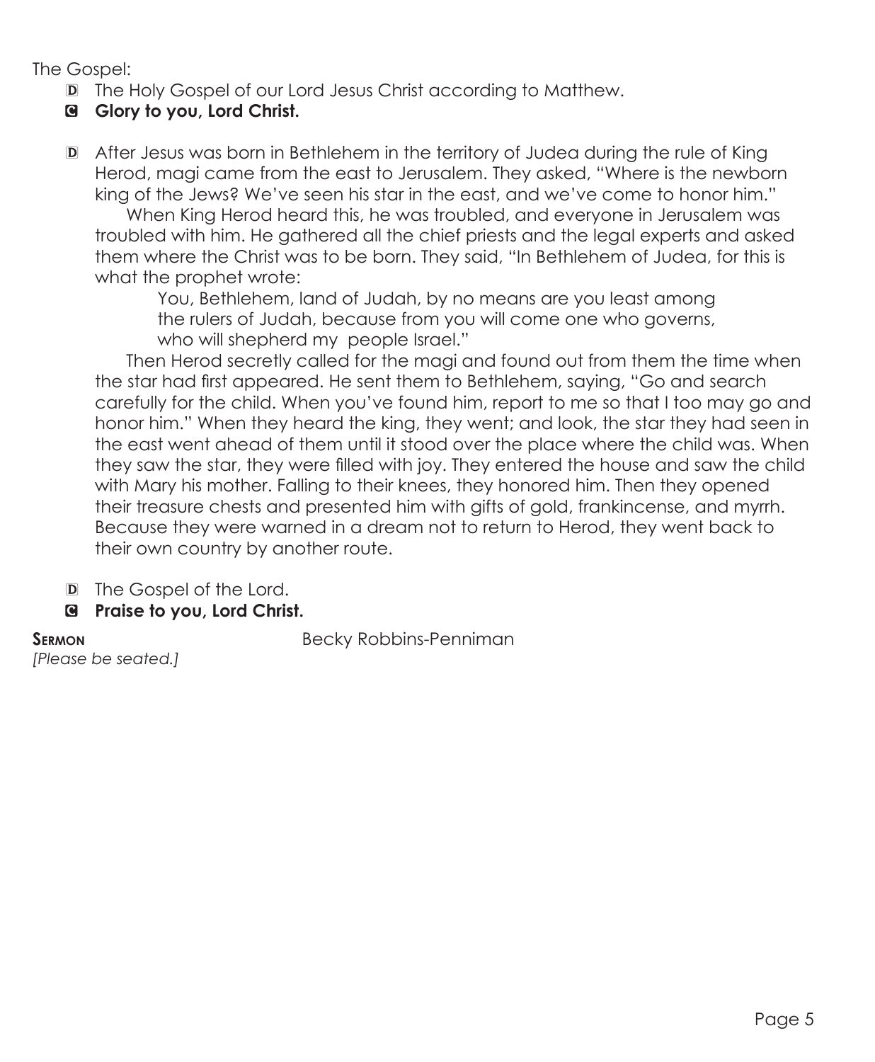The Gospel:

D The Holy Gospel of our Lord Jesus Christ according to Matthew.

C **Glory to you, Lord Christ.**

D After Jesus was born in Bethlehem in the territory of Judea during the rule of King Herod, magi came from the east to Jerusalem. They asked, "Where is the newborn king of the Jews? We've seen his star in the east, and we've come to honor him."

When King Herod heard this, he was troubled, and everyone in Jerusalem was troubled with him. He gathered all the chief priests and the legal experts and asked them where the Christ was to be born. They said, "In Bethlehem of Judea, for this is what the prophet wrote:

> You, Bethlehem, land of Judah, by no means are you least among
> the rulers of Judah, because from you will come one who governs,
> who will shepherd my people Israel."

Then Herod secretly called for the magi and found out from them the time when the star had first appeared. He sent them to Bethlehem, saying, "Go and search carefully for the child. When you've found him, report to me so that I too may go and honor him." When they heard the king, they went; and look, the star they had seen in the east went ahead of them until it stood over the place where the child was. When they saw the star, they were filled with joy. They entered the house and saw the child with Mary his mother. Falling to their knees, they honored him. Then they opened their treasure chests and presented him with gifts of gold, frankincense, and myrrh. Because they were warned in a dream not to return to Herod, they went back to their own country by another route.

D The Gospel of the Lord.

C **Praise to you, Lord Christ.**

**Sermon** Becky Robbins-Penniman

*[Please be seated.]*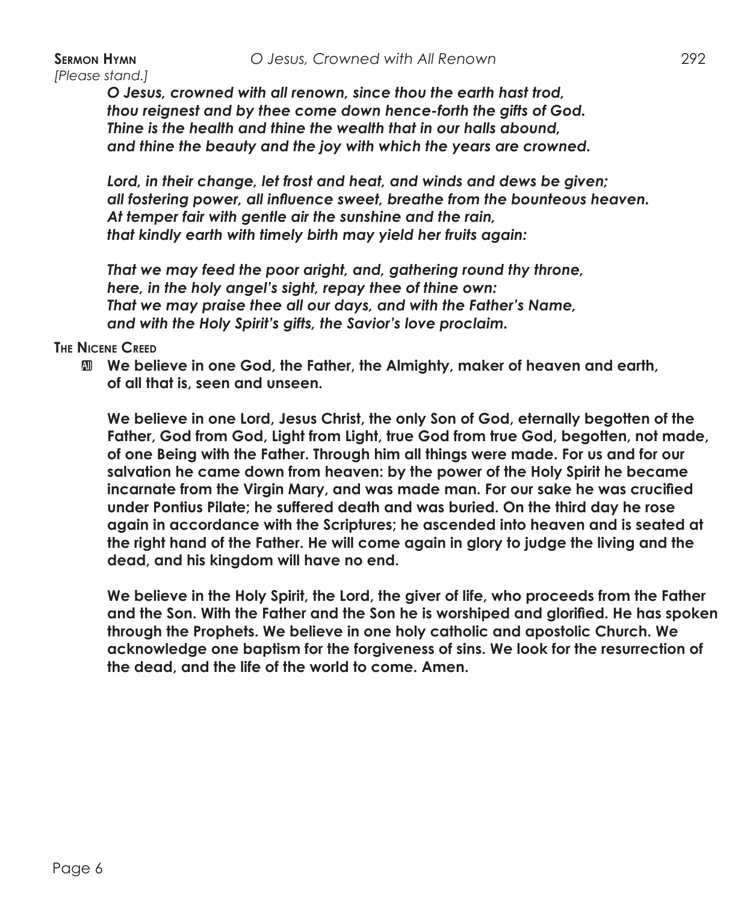**Sermon Hymn** *O Jesus, Crowned with All Renown* 292

*[Please stand.]*

***O Jesus, crowned with all renown, since thou the earth hast trod,***
***thou reignest and by thee come down hence-forth the gifts of God.***
***Thine is the health and thine the wealth that in our halls abound,***
***and thine the beauty and the joy with which the years are crowned.***

***Lord, in their change, let frost and heat, and winds and dews be given;***
***all fostering power, all influence sweet, breathe from the bounteous heaven.***
***At temper fair with gentle air the sunshine and the rain,***
***that kindly earth with timely birth may yield her fruits again:***

***That we may feed the poor aright, and, gathering round thy throne,***
***here, in the holy angel's sight, repay thee of thine own:***
***That we may praise thee all our days, and with the Father's Name,***
***and with the Holy Spirit's gifts, the Savior's love proclaim.***

**The Nicene Creed**

All **We believe in one God, the Father, the Almighty, maker of heaven and earth, of all that is, seen and unseen.**

**We believe in one Lord, Jesus Christ, the only Son of God, eternally begotten of the Father, God from God, Light from Light, true God from true God, begotten, not made, of one Being with the Father. Through him all things were made. For us and for our salvation he came down from heaven: by the power of the Holy Spirit he became incarnate from the Virgin Mary, and was made man. For our sake he was crucified under Pontius Pilate; he suffered death and was buried. On the third day he rose again in accordance with the Scriptures; he ascended into heaven and is seated at the right hand of the Father. He will come again in glory to judge the living and the dead, and his kingdom will have no end.**

**We believe in the Holy Spirit, the Lord, the giver of life, who proceeds from the Father and the Son. With the Father and the Son he is worshiped and glorified. He has spoken through the Prophets. We believe in one holy catholic and apostolic Church. We acknowledge one baptism for the forgiveness of sins. We look for the resurrection of the dead, and the life of the world to come. Amen.**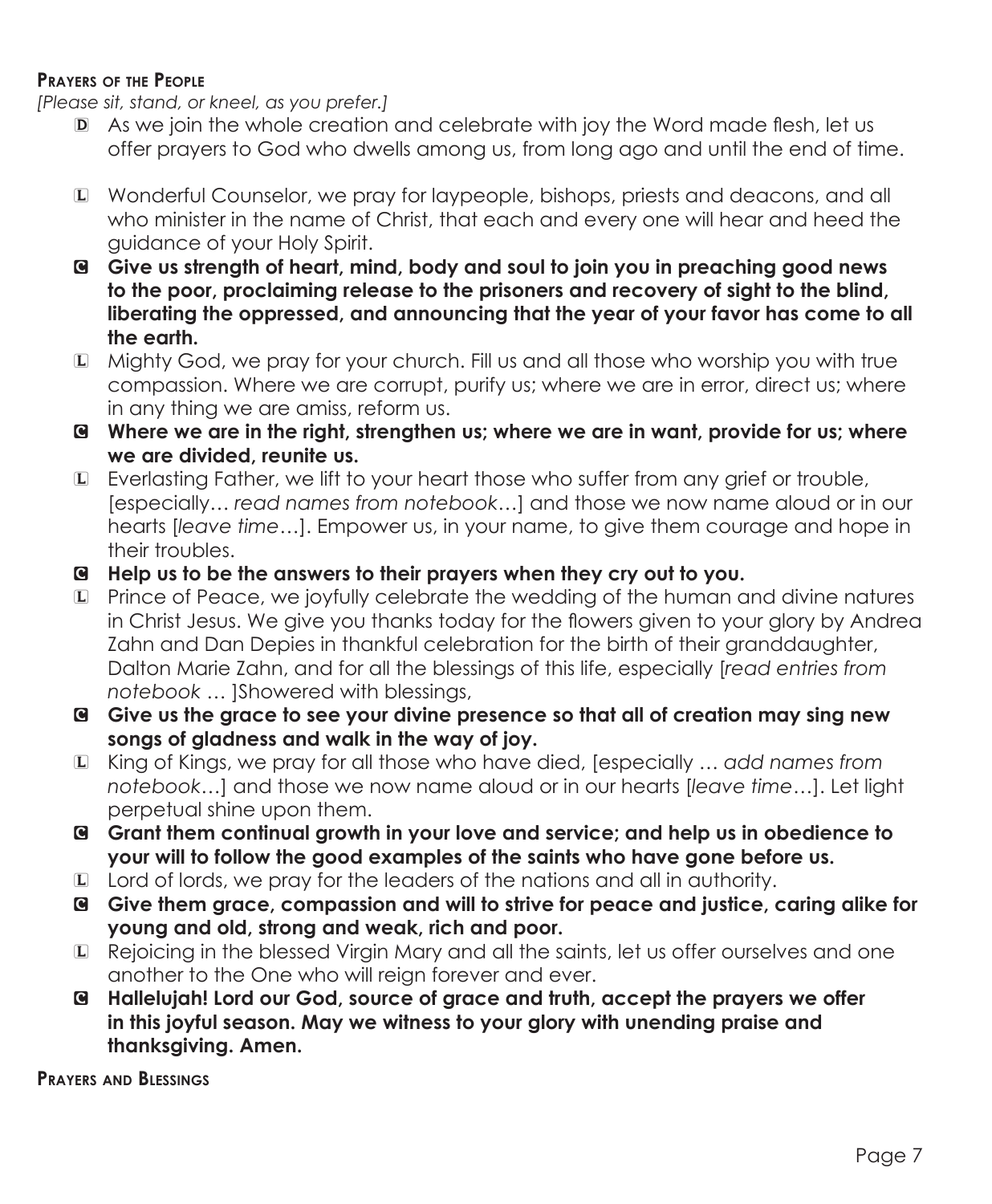**Prayers of the People**

*[Please sit, stand, or kneel, as you prefer.]*

D As we join the whole creation and celebrate with joy the Word made flesh, let us offer prayers to God who dwells among us, from long ago and until the end of time.

L Wonderful Counselor, we pray for laypeople, bishops, priests and deacons, and all who minister in the name of Christ, that each and every one will hear and heed the guidance of your Holy Spirit.

C **Give us strength of heart, mind, body and soul to join you in preaching good news to the poor, proclaiming release to the prisoners and recovery of sight to the blind, liberating the oppressed, and announcing that the year of your favor has come to all the earth.**

L Mighty God, we pray for your church. Fill us and all those who worship you with true compassion. Where we are corrupt, purify us; where we are in error, direct us; where in any thing we are amiss, reform us.

C **Where we are in the right, strengthen us; where we are in want, provide for us; where we are divided, reunite us.**

L Everlasting Father, we lift to your heart those who suffer from any grief or trouble, [especially… *read names from notebook*…] and those we now name aloud or in our hearts [*leave time*…]. Empower us, in your name, to give them courage and hope in their troubles.

C **Help us to be the answers to their prayers when they cry out to you.**

L Prince of Peace, we joyfully celebrate the wedding of the human and divine natures in Christ Jesus. We give you thanks today for the flowers given to your glory by Andrea Zahn and Dan Depies in thankful celebration for the birth of their granddaughter, Dalton Marie Zahn, and for all the blessings of this life, especially [*read entries from notebook* … ]Showered with blessings,

C **Give us the grace to see your divine presence so that all of creation may sing new songs of gladness and walk in the way of joy.**

L King of Kings, we pray for all those who have died, [especially … *add names from notebook*…] and those we now name aloud or in our hearts [*leave time*…]. Let light perpetual shine upon them.

C **Grant them continual growth in your love and service; and help us in obedience to your will to follow the good examples of the saints who have gone before us.**

L Lord of lords, we pray for the leaders of the nations and all in authority.

C **Give them grace, compassion and will to strive for peace and justice, caring alike for young and old, strong and weak, rich and poor.**

L Rejoicing in the blessed Virgin Mary and all the saints, let us offer ourselves and one another to the One who will reign forever and ever.

C **Hallelujah! Lord our God, source of grace and truth, accept the prayers we offer in this joyful season. May we witness to your glory with unending praise and thanksgiving. Amen.**

**Prayers and Blessings**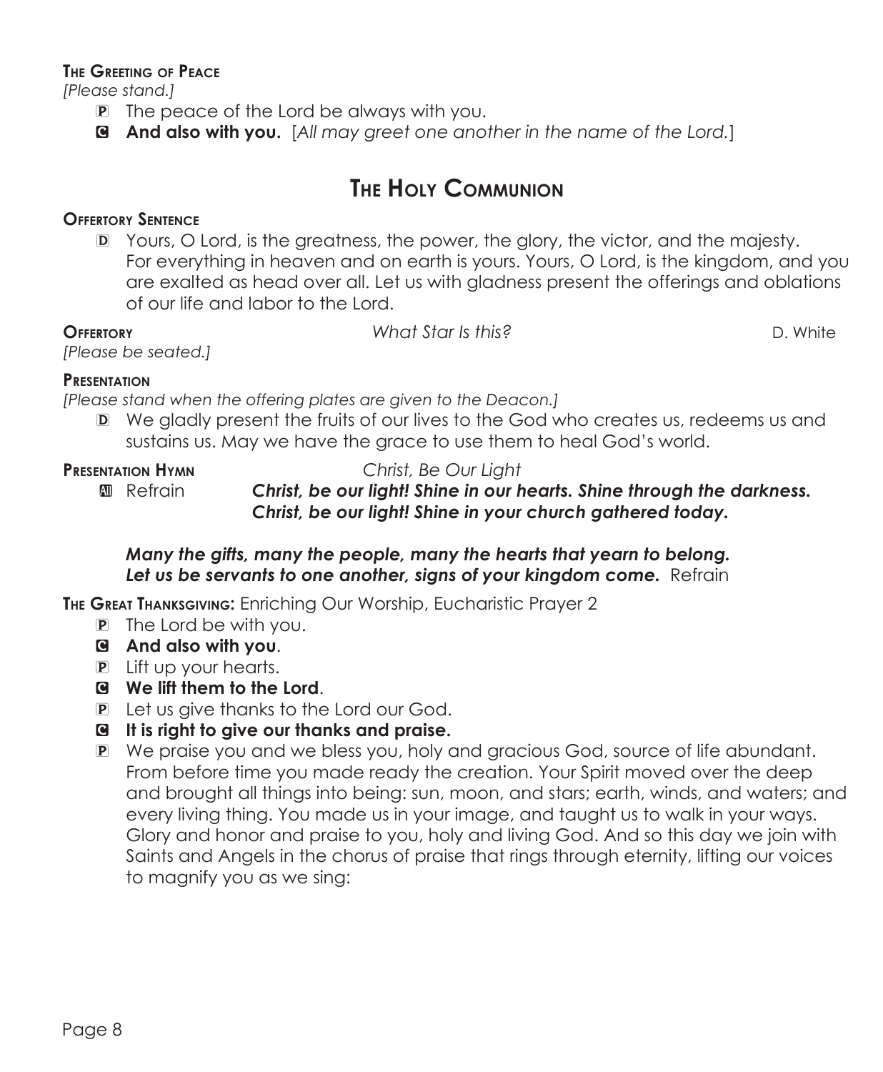**The Greeting of Peace**

*[Please stand.]*

P The peace of the Lord be always with you.

C **And also with you.** [*All may greet one another in the name of the Lord.*]

## The Holy Communion

**Offertory Sentence**

D Yours, O Lord, is the greatness, the power, the glory, the victor, and the majesty. For everything in heaven and on earth is yours. Yours, O Lord, is the kingdom, and you are exalted as head over all. Let us with gladness present the offerings and oblations of our life and labor to the Lord.

**Offertory** *What Star Is this?* D. White

*[Please be seated.]*

**Presentation**

*[Please stand when the offering plates are given to the Deacon.]*

D We gladly present the fruits of our lives to the God who creates us, redeems us and sustains us. May we have the grace to use them to heal God's world.

**Presentation Hymn** *Christ, Be Our Light*

All Refrain ***Christ, be our light! Shine in our hearts. Shine through the darkness. Christ, be our light! Shine in your church gathered today.***

***Many the gifts, many the people, many the hearts that yearn to belong. Let us be servants to one another, signs of your kingdom come.*** Refrain

**The Great Thanksgiving:** Enriching Our Worship, Eucharistic Prayer 2

P The Lord be with you.

C **And also with you**.

P Lift up your hearts.

C **We lift them to the Lord**.

P Let us give thanks to the Lord our God.

C **It is right to give our thanks and praise.**

P We praise you and we bless you, holy and gracious God, source of life abundant. From before time you made ready the creation. Your Spirit moved over the deep and brought all things into being: sun, moon, and stars; earth, winds, and waters; and every living thing. You made us in your image, and taught us to walk in your ways. Glory and honor and praise to you, holy and living God. And so this day we join with Saints and Angels in the chorus of praise that rings through eternity, lifting our voices to magnify you as we sing: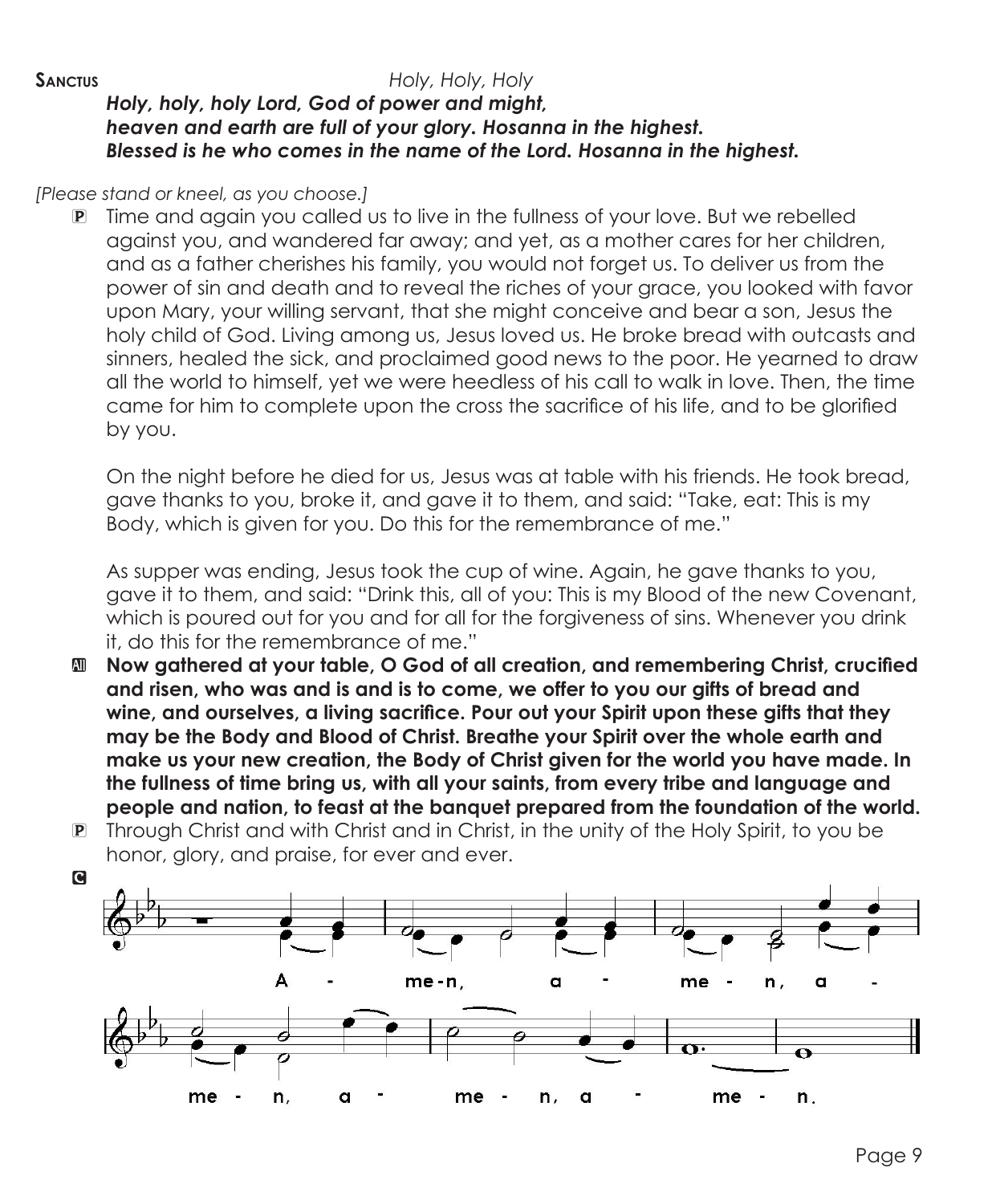**Sanctus** *Holy, Holy, Holy*

***Holy, holy, holy Lord, God of power and might,***
***heaven and earth are full of your glory. Hosanna in the highest.***
***Blessed is he who comes in the name of the Lord. Hosanna in the highest.***

*[Please stand or kneel, as you choose.]*

P Time and again you called us to live in the fullness of your love. But we rebelled against you, and wandered far away; and yet, as a mother cares for her children, and as a father cherishes his family, you would not forget us. To deliver us from the power of sin and death and to reveal the riches of your grace, you looked with favor upon Mary, your willing servant, that she might conceive and bear a son, Jesus the holy child of God. Living among us, Jesus loved us. He broke bread with outcasts and sinners, healed the sick, and proclaimed good news to the poor. He yearned to draw all the world to himself, yet we were heedless of his call to walk in love. Then, the time came for him to complete upon the cross the sacrifice of his life, and to be glorified by you.

On the night before he died for us, Jesus was at table with his friends. He took bread, gave thanks to you, broke it, and gave it to them, and said: "Take, eat: This is my Body, which is given for you. Do this for the remembrance of me."

As supper was ending, Jesus took the cup of wine. Again, he gave thanks to you, gave it to them, and said: "Drink this, all of you: This is my Blood of the new Covenant, which is poured out for you and for all for the forgiveness of sins. Whenever you drink it, do this for the remembrance of me."

All **Now gathered at your table, O God of all creation, and remembering Christ, crucified and risen, who was and is and is to come, we offer to you our gifts of bread and wine, and ourselves, a living sacrifice. Pour out your Spirit upon these gifts that they may be the Body and Blood of Christ. Breathe your Spirit over the whole earth and make us your new creation, the Body of Christ given for the world you have made. In the fullness of time bring us, with all your saints, from every tribe and language and people and nation, to feast at the banquet prepared from the foundation of the world.**

P Through Christ and with Christ and in Christ, in the unity of the Holy Spirit, to you be honor, glory, and praise, for ever and ever.

C A - me-n, a - me - n, a - me - n, a - me - n, a - me - n.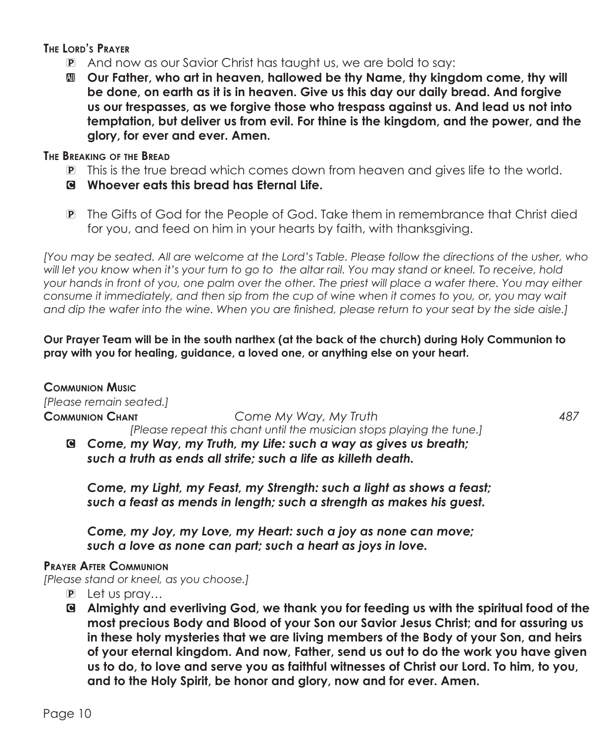**The Lord's Prayer**

P And now as our Savior Christ has taught us, we are bold to say:

A **Our Father, who art in heaven, hallowed be thy Name, thy kingdom come, thy will be done, on earth as it is in heaven. Give us this day our daily bread. And forgive us our trespasses, as we forgive those who trespass against us. And lead us not into temptation, but deliver us from evil. For thine is the kingdom, and the power, and the glory, for ever and ever. Amen.**

**The Breaking of the Bread**

P This is the true bread which comes down from heaven and gives life to the world.

C **Whoever eats this bread has Eternal Life.**

P The Gifts of God for the People of God. Take them in remembrance that Christ died for you, and feed on him in your hearts by faith, with thanksgiving.

*[You may be seated. All are welcome at the Lord's Table. Please follow the directions of the usher, who will let you know when it's your turn to go to the altar rail. You may stand or kneel. To receive, hold your hands in front of you, one palm over the other. The priest will place a wafer there. You may either consume it immediately, and then sip from the cup of wine when it comes to you, or, you may wait and dip the wafer into the wine. When you are finished, please return to your seat by the side aisle.]*

**Our Prayer Team will be in the south narthex (at the back of the church) during Holy Communion to pray with you for healing, guidance, a loved one, or anything else on your heart.**

**Communion Music**

*[Please remain seated.]*

**Communion Chant** *Come My Way, My Truth* 487

*[Please repeat this chant until the musician stops playing the tune.]*

C ***Come, my Way, my Truth, my Life: such a way as gives us breath; such a truth as ends all strife; such a life as killeth death.***

***Come, my Light, my Feast, my Strength: such a light as shows a feast; such a feast as mends in length; such a strength as makes his guest.***

***Come, my Joy, my Love, my Heart: such a joy as none can move; such a love as none can part; such a heart as joys in love.***

**Prayer After Communion**

*[Please stand or kneel, as you choose.]*

P Let us pray…

C **Almighty and everliving God, we thank you for feeding us with the spiritual food of the most precious Body and Blood of your Son our Savior Jesus Christ; and for assuring us in these holy mysteries that we are living members of the Body of your Son, and heirs of your eternal kingdom. And now, Father, send us out to do the work you have given us to do, to love and serve you as faithful witnesses of Christ our Lord. To him, to you, and to the Holy Spirit, be honor and glory, now and for ever. Amen.**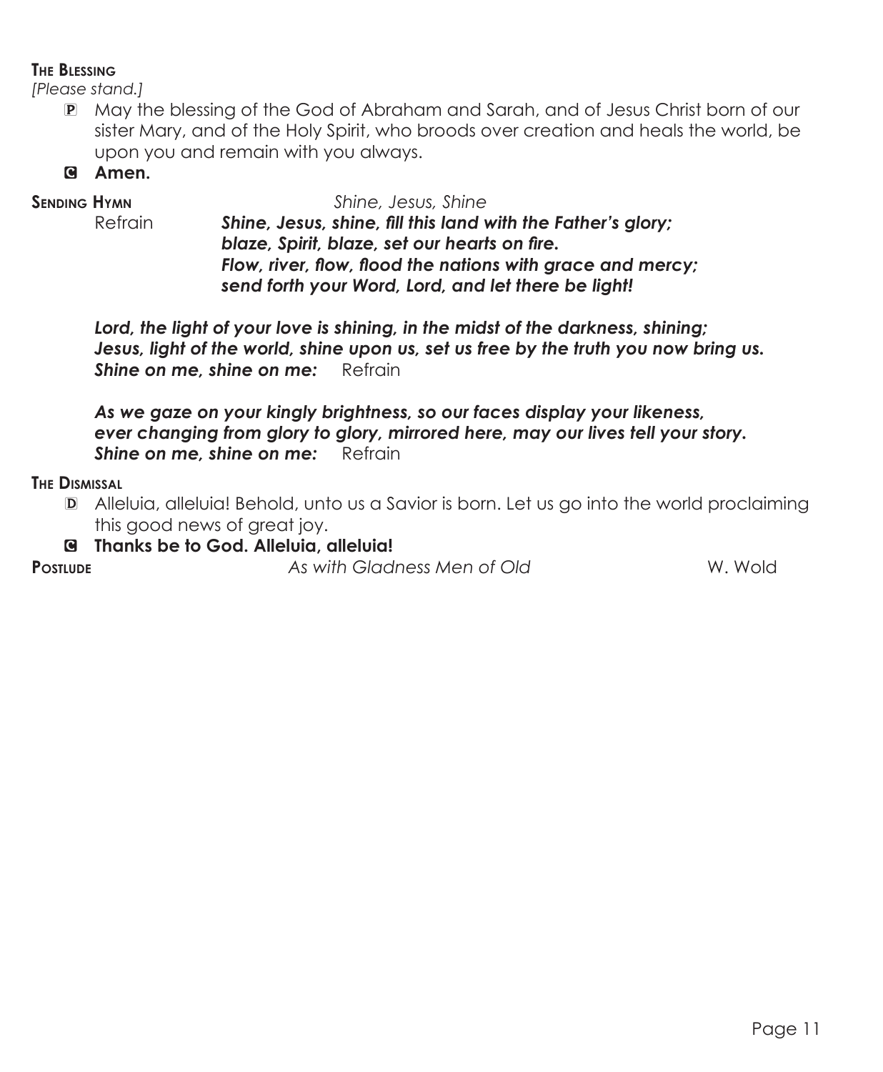**The Blessing**

*[Please stand.]*

P May the blessing of the God of Abraham and Sarah, and of Jesus Christ born of our sister Mary, and of the Holy Spirit, who broods over creation and heals the world, be upon you and remain with you always.

C **Amen.**

**Sending Hymn** *Shine, Jesus, Shine*

Refrain ***Shine, Jesus, shine, fill this land with the Father's glory; blaze, Spirit, blaze, set our hearts on fire. Flow, river, flow, flood the nations with grace and mercy; send forth your Word, Lord, and let there be light!***

***Lord, the light of your love is shining, in the midst of the darkness, shining; Jesus, light of the world, shine upon us, set us free by the truth you now bring us. Shine on me, shine on me:*** Refrain

***As we gaze on your kingly brightness, so our faces display your likeness, ever changing from glory to glory, mirrored here, may our lives tell your story. Shine on me, shine on me:*** Refrain

**The Dismissal**

D Alleluia, alleluia! Behold, unto us a Savior is born. Let us go into the world proclaiming this good news of great joy.

C **Thanks be to God. Alleluia, alleluia!**

**Postlude** *As with Gladness Men of Old* W. Wold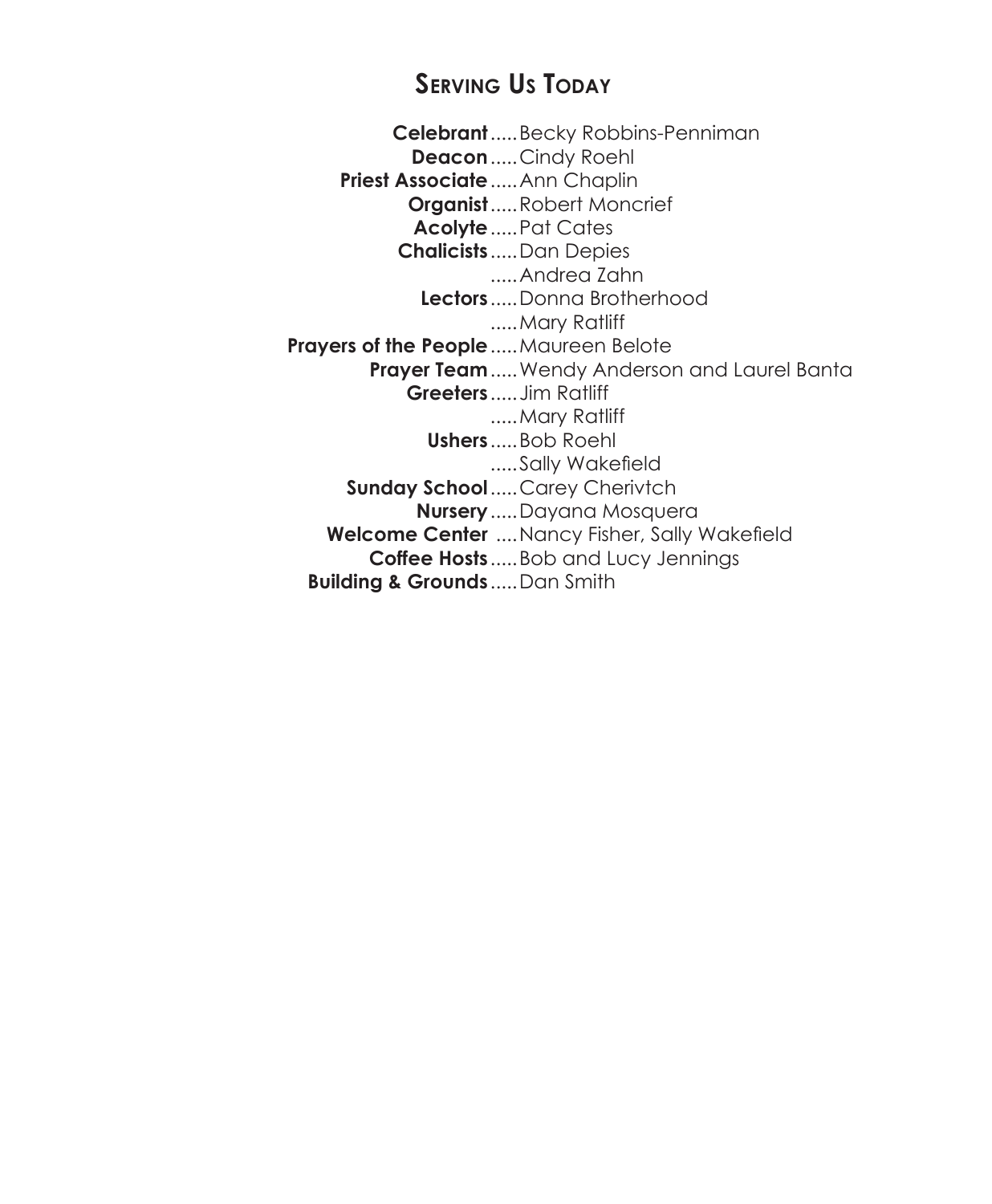## Serving Us Today

**Celebrant**.....Becky Robbins-Penniman
**Deacon**.....Cindy Roehl
**Priest Associate**.....Ann Chaplin
**Organist**.....Robert Moncrief
**Acolyte**.....Pat Cates
**Chalicists**.....Dan Depies
.....Andrea Zahn
**Lectors**.....Donna Brotherhood
.....Mary Ratliff
**Prayers of the People**.....Maureen Belote
**Prayer Team**.....Wendy Anderson and Laurel Banta
**Greeters**.....Jim Ratliff
.....Mary Ratliff
**Ushers**.....Bob Roehl
.....Sally Wakefield
**Sunday School**.....Carey Cherivtch
**Nursery**.....Dayana Mosquera
**Welcome Center** ....Nancy Fisher, Sally Wakefield
**Coffee Hosts**.....Bob and Lucy Jennings
**Building & Grounds**.....Dan Smith